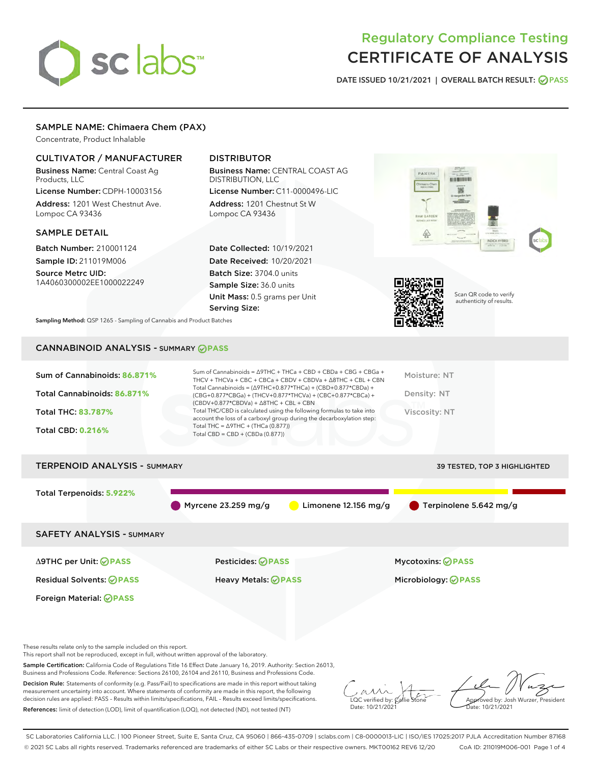# Regulatory Compliance Testing
# CERTIFICATE OF ANALYSIS

DATE ISSUED 10/21/2021 | OVERALL BATCH RESULT: PASS

## SAMPLE NAME: Chimaera Chem (PAX)

Concentrate, Product Inhalable

### CULTIVATOR / MANUFACTURER

**Business Name:** Central Coast Ag Products, LLC

**License Number:** CDPH-10003156

**Address:** 1201 West Chestnut Ave. Lompoc CA 93436

### DISTRIBUTOR

**Business Name:** CENTRAL COAST AG DISTRIBUTION, LLC

**License Number:** C11-0000496-LIC

**Address:** 1201 Chestnut St W Lompoc CA 93436

### SAMPLE DETAIL

**Batch Number:** 210001124

**Sample ID:** 211019M006

**Source Metrc UID:** 1A4060300002EE1000022249

**Date Collected:** 10/19/2021

**Date Received:** 10/20/2021

**Batch Size:** 3704.0 units

**Sample Size:** 36.0 units

**Unit Mass:** 0.5 grams per Unit

**Serving Size:**

**Sampling Method:** QSP 1265 - Sampling of Cannabis and Product Batches

Scan QR code to verify authenticity of results.

## CANNABINOID ANALYSIS - SUMMARY PASS

**Sum of Cannabinoids:** 86.871%

**Total Cannabinoids:** 86.871%

**Total THC:** 83.787%

**Total CBD:** 0.216%

Sum of Cannabinoids = Δ9THC + THCa + CBD + CBDa + CBG + CBGa + THCV + THCVa + CBC + CBCa + CBDV + CBDVa + Δ8THC + CBL + CBN

Total Cannabinoids = (Δ9THC+0.877*THCa) + (CBD+0.877*CBDa) + (CBG+0.877*CBGa) + (THCV+0.877*THCVa) + (CBC+0.877*CBCa) + (CBDV+0.877*CBDVa) + Δ8THC + CBL + CBN

Total THC/CBD is calculated using the following formulas to take into account the loss of a carboxyl group during the decarboxylation step:

Total THC = Δ9THC + (THCa (0.877))

Total CBD = CBD + (CBDa (0.877))

Moisture: NT

Density: NT

Viscosity: NT

## TERPENOID ANALYSIS - SUMMARY

39 TESTED, TOP 3 HIGHLIGHTED

**Total Terpenoids:** 5.922%

Myrcene 23.259 mg/g | Limonene 12.156 mg/g | Terpinolene 5.642 mg/g

## SAFETY ANALYSIS - SUMMARY

| | | |
|---|---|---|
| Δ9THC per Unit: PASS | Pesticides: PASS | Mycotoxins: PASS |
| Residual Solvents: PASS | Heavy Metals: PASS | Microbiology: PASS |
| Foreign Material: PASS | | |

These results relate only to the sample included on this report.
This report shall not be reproduced, except in full, without written approval of the laboratory.

**Sample Certification:** California Code of Regulations Title 16 Effect Date January 16, 2019. Authority: Section 26013, Business and Professions Code. Reference: Sections 26100, 26104 and 26110, Business and Professions Code.

**Decision Rule:** Statements of conformity (e.g. Pass/Fail) to specifications are made in this report without taking measurement uncertainty into account. Where statements of conformity are made in this report, the following decision rules are applied: PASS – Results within limits/specifications, FAIL – Results exceed limits/specifications.

**References:** limit of detection (LOD), limit of quantification (LOQ), not detected (ND), not tested (NT)

LQC verified by: Callie Stone
Date: 10/21/2021

Approved by: Josh Wurzer, President
Date: 10/21/2021

SC Laboratories California LLC. | 100 Pioneer Street, Suite E, Santa Cruz, CA 95060 | 866-435-0709 | sclabs.com | C8-0000013-LIC | ISO/IES 17025:2017 PJLA Accreditation Number 87168
© 2021 SC Labs all rights reserved. Trademarks referenced are trademarks of either SC Labs or their respective owners. MKT00162 REV6 12/20 CoA ID: 211019M006-001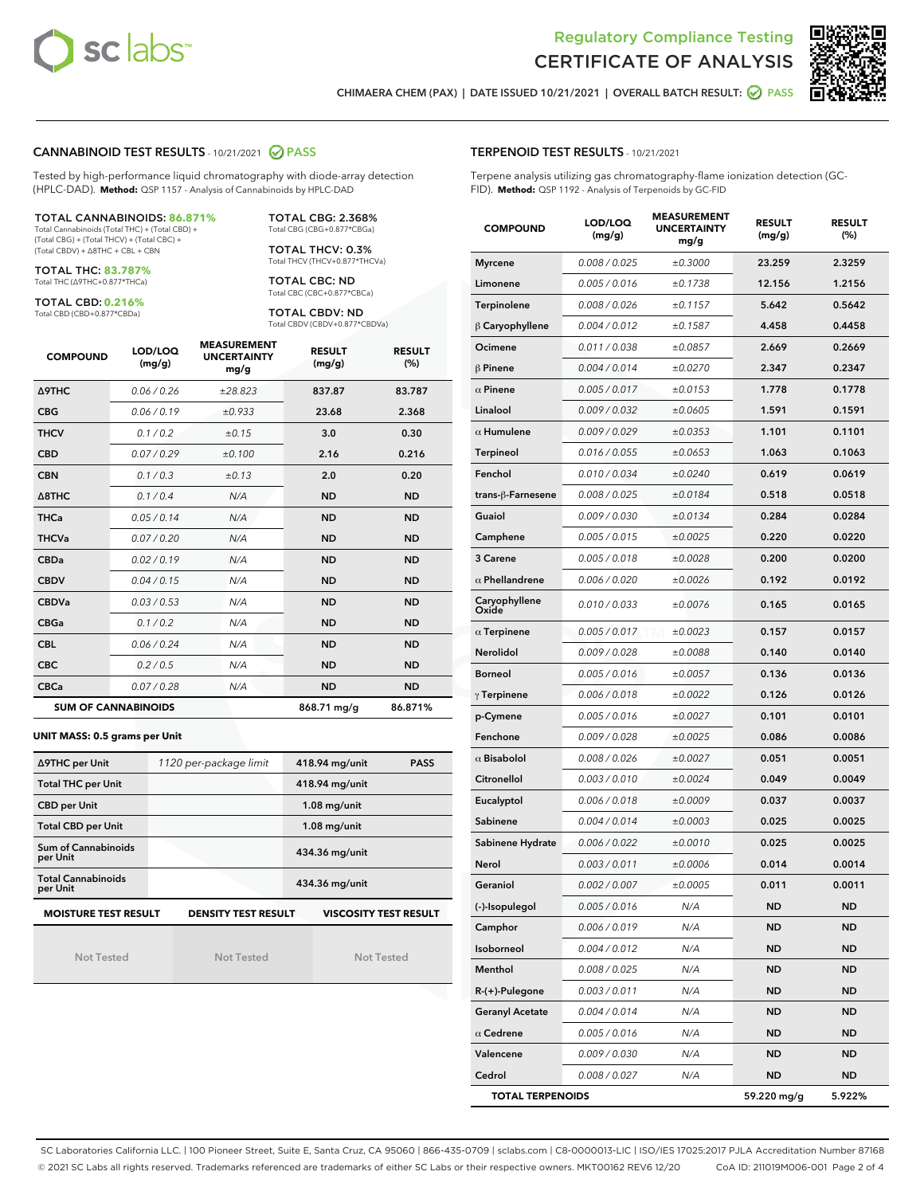Regulatory Compliance Testing

# CERTIFICATE OF ANALYSIS

CHIMAERA CHEM (PAX) | DATE ISSUED 10/21/2021 | OVERALL BATCH RESULT: PASS

## CANNABINOID TEST RESULTS - 10/21/2021 PASS

Tested by high-performance liquid chromatography with diode-array detection (HPLC-DAD). **Method:** QSP 1157 - Analysis of Cannabinoids by HPLC-DAD

**TOTAL CANNABINOIDS: 86.871%**
Total Cannabinoids (Total THC) + (Total CBD) + (Total CBG) + (Total THCV) + (Total CBC) + (Total CBDV) + Δ8THC + CBL + CBN

**TOTAL THC: 83.787%**
Total THC (Δ9THC+0.877*THCa)

**TOTAL CBD: 0.216%**
Total CBD (CBD+0.877*CBDa)

**TOTAL CBG: 2.368%**
Total CBG (CBG+0.877*CBGa)

**TOTAL THCV: 0.3%**
Total THCV (THCV+0.877*THCVa)

**TOTAL CBC: ND**
Total CBC (CBC+0.877*CBCa)

**TOTAL CBDV: ND**
Total CBDV (CBDV+0.877*CBDVa)

| COMPOUND | LOD/LOQ (mg/g) | MEASUREMENT UNCERTAINTY mg/g | RESULT (mg/g) | RESULT (%) |
|---|---|---|---|---|
| Δ9THC | 0.06 / 0.26 | ±28.823 | 837.87 | 83.787 |
| CBG | 0.06 / 0.19 | ±0.933 | 23.68 | 2.368 |
| THCV | 0.1 / 0.2 | ±0.15 | 3.0 | 0.30 |
| CBD | 0.07 / 0.29 | ±0.100 | 2.16 | 0.216 |
| CBN | 0.1 / 0.3 | ±0.13 | 2.0 | 0.20 |
| Δ8THC | 0.1 / 0.4 | N/A | ND | ND |
| THCa | 0.05 / 0.14 | N/A | ND | ND |
| THCVa | 0.07 / 0.20 | N/A | ND | ND |
| CBDa | 0.02 / 0.19 | N/A | ND | ND |
| CBDV | 0.04 / 0.15 | N/A | ND | ND |
| CBDVa | 0.03 / 0.53 | N/A | ND | ND |
| CBGa | 0.1 / 0.2 | N/A | ND | ND |
| CBL | 0.06 / 0.24 | N/A | ND | ND |
| CBC | 0.2 / 0.5 | N/A | ND | ND |
| CBCa | 0.07 / 0.28 | N/A | ND | ND |
| **SUM OF CANNABINOIDS** | | | 868.71 mg/g | 86.871% |

**UNIT MASS: 0.5 grams per Unit**

| | | | |
|---|---|---|---|
| Δ9THC per Unit | 1120 per-package limit | 418.94 mg/unit | PASS |
| Total THC per Unit | | 418.94 mg/unit | |
| CBD per Unit | | 1.08 mg/unit | |
| Total CBD per Unit | | 1.08 mg/unit | |
| Sum of Cannabinoids per Unit | | 434.36 mg/unit | |
| Total Cannabinoids per Unit | | 434.36 mg/unit | |

| MOISTURE TEST RESULT | DENSITY TEST RESULT | VISCOSITY TEST RESULT |
|---|---|---|
| Not Tested | Not Tested | Not Tested |

## TERPENOID TEST RESULTS - 10/21/2021

Terpene analysis utilizing gas chromatography-flame ionization detection (GC-FID). **Method:** QSP 1192 - Analysis of Terpenoids by GC-FID

| COMPOUND | LOD/LOQ (mg/g) | MEASUREMENT UNCERTAINTY mg/g | RESULT (mg/g) | RESULT (%) |
|---|---|---|---|---|
| Myrcene | 0.008 / 0.025 | ±0.3000 | 23.259 | 2.3259 |
| Limonene | 0.005 / 0.016 | ±0.1738 | 12.156 | 1.2156 |
| Terpinolene | 0.008 / 0.026 | ±0.1157 | 5.642 | 0.5642 |
| β Caryophyllene | 0.004 / 0.012 | ±0.1587 | 4.458 | 0.4458 |
| Ocimene | 0.011 / 0.038 | ±0.0857 | 2.669 | 0.2669 |
| β Pinene | 0.004 / 0.014 | ±0.0270 | 2.347 | 0.2347 |
| α Pinene | 0.005 / 0.017 | ±0.0153 | 1.778 | 0.1778 |
| Linalool | 0.009 / 0.032 | ±0.0605 | 1.591 | 0.1591 |
| α Humulene | 0.009 / 0.029 | ±0.0353 | 1.101 | 0.1101 |
| Terpineol | 0.016 / 0.055 | ±0.0653 | 1.063 | 0.1063 |
| Fenchol | 0.010 / 0.034 | ±0.0240 | 0.619 | 0.0619 |
| trans-β-Farnesene | 0.008 / 0.025 | ±0.0184 | 0.518 | 0.0518 |
| Guaiol | 0.009 / 0.030 | ±0.0134 | 0.284 | 0.0284 |
| Camphene | 0.005 / 0.015 | ±0.0025 | 0.220 | 0.0220 |
| 3 Carene | 0.005 / 0.018 | ±0.0028 | 0.200 | 0.0200 |
| α Phellandrene | 0.006 / 0.020 | ±0.0026 | 0.192 | 0.0192 |
| Caryophyllene Oxide | 0.010 / 0.033 | ±0.0076 | 0.165 | 0.0165 |
| α Terpinene | 0.005 / 0.017 | ±0.0023 | 0.157 | 0.0157 |
| Nerolidol | 0.009 / 0.028 | ±0.0088 | 0.140 | 0.0140 |
| Borneol | 0.005 / 0.016 | ±0.0057 | 0.136 | 0.0136 |
| γ Terpinene | 0.006 / 0.018 | ±0.0022 | 0.126 | 0.0126 |
| p-Cymene | 0.005 / 0.016 | ±0.0027 | 0.101 | 0.0101 |
| Fenchone | 0.009 / 0.028 | ±0.0025 | 0.086 | 0.0086 |
| α Bisabolol | 0.008 / 0.026 | ±0.0027 | 0.051 | 0.0051 |
| Citronellol | 0.003 / 0.010 | ±0.0024 | 0.049 | 0.0049 |
| Eucalyptol | 0.006 / 0.018 | ±0.0009 | 0.037 | 0.0037 |
| Sabinene | 0.004 / 0.014 | ±0.0003 | 0.025 | 0.0025 |
| Sabinene Hydrate | 0.006 / 0.022 | ±0.0010 | 0.025 | 0.0025 |
| Nerol | 0.003 / 0.011 | ±0.0006 | 0.014 | 0.0014 |
| Geraniol | 0.002 / 0.007 | ±0.0005 | 0.011 | 0.0011 |
| (-)-Isopulegol | 0.005 / 0.016 | N/A | ND | ND |
| Camphor | 0.006 / 0.019 | N/A | ND | ND |
| Isoborneol | 0.004 / 0.012 | N/A | ND | ND |
| Menthol | 0.008 / 0.025 | N/A | ND | ND |
| R-(+)-Pulegone | 0.003 / 0.011 | N/A | ND | ND |
| Geranyl Acetate | 0.004 / 0.014 | N/A | ND | ND |
| α Cedrene | 0.005 / 0.016 | N/A | ND | ND |
| Valencene | 0.009 / 0.030 | N/A | ND | ND |
| Cedrol | 0.008 / 0.027 | N/A | ND | ND |
| **TOTAL TERPENOIDS** | | | 59.220 mg/g | 5.922% |

SC Laboratories California LLC. | 100 Pioneer Street, Suite E, Santa Cruz, CA 95060 | 866-435-0709 | sclabs.com | C8-0000013-LIC | ISO/IES 17025:2017 PJLA Accreditation Number 87168
© 2021 SC Labs all rights reserved. Trademarks referenced are trademarks of either SC Labs or their respective owners. MKT00162 REV6 12/20 CoA ID: 211019M006-001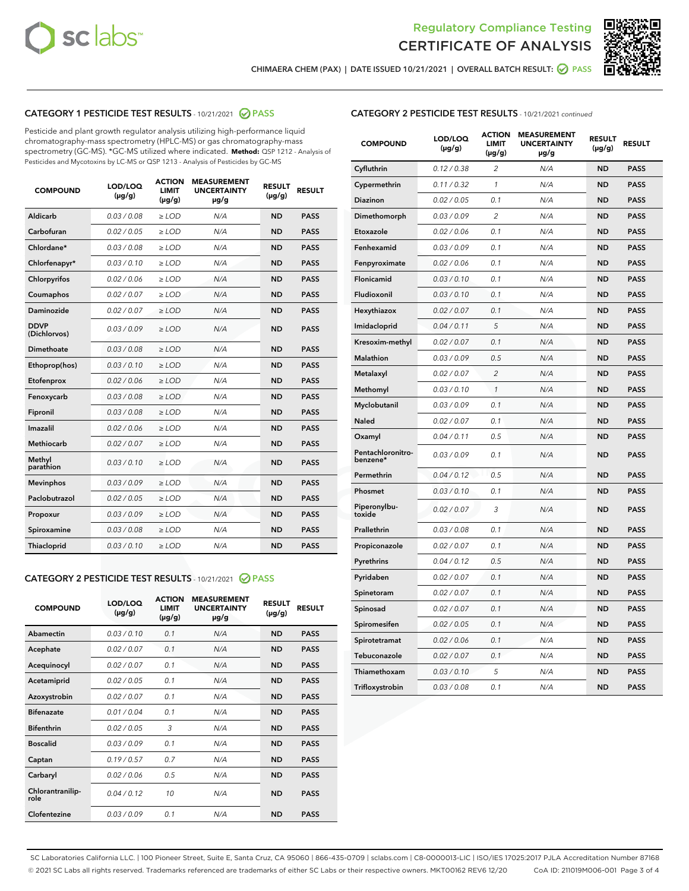Regulatory Compliance Testing
CERTIFICATE OF ANALYSIS

CHIMAERA CHEM (PAX) | DATE ISSUED 10/21/2021 | OVERALL BATCH RESULT: PASS

## CATEGORY 1 PESTICIDE TEST RESULTS - 10/21/2021 PASS

Pesticide and plant growth regulator analysis utilizing high-performance liquid chromatography-mass spectrometry (HPLC-MS) or gas chromatography-mass spectrometry (GC-MS). *GC-MS utilized where indicated. **Method:** QSP 1212 - Analysis of Pesticides and Mycotoxins by LC-MS or QSP 1213 - Analysis of Pesticides by GC-MS

| COMPOUND | LOD/LOQ (µg/g) | ACTION LIMIT (µg/g) | MEASUREMENT UNCERTAINTY µg/g | RESULT (µg/g) | RESULT |
|---|---|---|---|---|---|
| Aldicarb | 0.03 / 0.08 | ≥ LOD | N/A | ND | PASS |
| Carbofuran | 0.02 / 0.05 | ≥ LOD | N/A | ND | PASS |
| Chlordane* | 0.03 / 0.08 | ≥ LOD | N/A | ND | PASS |
| Chlorfenapyr* | 0.03 / 0.10 | ≥ LOD | N/A | ND | PASS |
| Chlorpyrifos | 0.02 / 0.06 | ≥ LOD | N/A | ND | PASS |
| Coumaphos | 0.02 / 0.07 | ≥ LOD | N/A | ND | PASS |
| Daminozide | 0.02 / 0.07 | ≥ LOD | N/A | ND | PASS |
| DDVP (Dichlorvos) | 0.03 / 0.09 | ≥ LOD | N/A | ND | PASS |
| Dimethoate | 0.03 / 0.08 | ≥ LOD | N/A | ND | PASS |
| Ethoprop(hos) | 0.03 / 0.10 | ≥ LOD | N/A | ND | PASS |
| Etofenprox | 0.02 / 0.06 | ≥ LOD | N/A | ND | PASS |
| Fenoxycarb | 0.03 / 0.08 | ≥ LOD | N/A | ND | PASS |
| Fipronil | 0.03 / 0.08 | ≥ LOD | N/A | ND | PASS |
| Imazalil | 0.02 / 0.06 | ≥ LOD | N/A | ND | PASS |
| Methiocarb | 0.02 / 0.07 | ≥ LOD | N/A | ND | PASS |
| Methyl parathion | 0.03 / 0.10 | ≥ LOD | N/A | ND | PASS |
| Mevinphos | 0.03 / 0.09 | ≥ LOD | N/A | ND | PASS |
| Paclobutrazol | 0.02 / 0.05 | ≥ LOD | N/A | ND | PASS |
| Propoxur | 0.03 / 0.09 | ≥ LOD | N/A | ND | PASS |
| Spiroxamine | 0.03 / 0.08 | ≥ LOD | N/A | ND | PASS |
| Thiacloprid | 0.03 / 0.10 | ≥ LOD | N/A | ND | PASS |

## CATEGORY 2 PESTICIDE TEST RESULTS - 10/21/2021 PASS

| COMPOUND | LOD/LOQ (µg/g) | ACTION LIMIT (µg/g) | MEASUREMENT UNCERTAINTY µg/g | RESULT (µg/g) | RESULT |
|---|---|---|---|---|---|
| Abamectin | 0.03 / 0.10 | 0.1 | N/A | ND | PASS |
| Acephate | 0.02 / 0.07 | 0.1 | N/A | ND | PASS |
| Acequinocyl | 0.02 / 0.07 | 0.1 | N/A | ND | PASS |
| Acetamiprid | 0.02 / 0.05 | 0.1 | N/A | ND | PASS |
| Azoxystrobin | 0.02 / 0.07 | 0.1 | N/A | ND | PASS |
| Bifenazate | 0.01 / 0.04 | 0.1 | N/A | ND | PASS |
| Bifenthrin | 0.02 / 0.05 | 3 | N/A | ND | PASS |
| Boscalid | 0.03 / 0.09 | 0.1 | N/A | ND | PASS |
| Captan | 0.19 / 0.57 | 0.7 | N/A | ND | PASS |
| Carbaryl | 0.02 / 0.06 | 0.5 | N/A | ND | PASS |
| Chlorantraniliprole | 0.04 / 0.12 | 10 | N/A | ND | PASS |
| Clofentezine | 0.03 / 0.09 | 0.1 | N/A | ND | PASS |
| Cyfluthrin | 0.12 / 0.38 | 2 | N/A | ND | PASS |
| Cypermethrin | 0.11 / 0.32 | 1 | N/A | ND | PASS |
| Diazinon | 0.02 / 0.05 | 0.1 | N/A | ND | PASS |
| Dimethomorph | 0.03 / 0.09 | 2 | N/A | ND | PASS |
| Etoxazole | 0.02 / 0.06 | 0.1 | N/A | ND | PASS |
| Fenhexamid | 0.03 / 0.09 | 0.1 | N/A | ND | PASS |
| Fenpyroximate | 0.02 / 0.06 | 0.1 | N/A | ND | PASS |
| Flonicamid | 0.03 / 0.10 | 0.1 | N/A | ND | PASS |
| Fludioxonil | 0.03 / 0.10 | 0.1 | N/A | ND | PASS |
| Hexythiazox | 0.02 / 0.07 | 0.1 | N/A | ND | PASS |
| Imidacloprid | 0.04 / 0.11 | 5 | N/A | ND | PASS |
| Kresoxim-methyl | 0.02 / 0.07 | 0.1 | N/A | ND | PASS |
| Malathion | 0.03 / 0.09 | 0.5 | N/A | ND | PASS |
| Metalaxyl | 0.02 / 0.07 | 2 | N/A | ND | PASS |
| Methomyl | 0.03 / 0.10 | 1 | N/A | ND | PASS |
| Myclobutanil | 0.03 / 0.09 | 0.1 | N/A | ND | PASS |
| Naled | 0.02 / 0.07 | 0.1 | N/A | ND | PASS |
| Oxamyl | 0.04 / 0.11 | 0.5 | N/A | ND | PASS |
| Pentachloronitrobenzene* | 0.03 / 0.09 | 0.1 | N/A | ND | PASS |
| Permethrin | 0.04 / 0.12 | 0.5 | N/A | ND | PASS |
| Phosmet | 0.03 / 0.10 | 0.1 | N/A | ND | PASS |
| Piperonylbutoxide | 0.02 / 0.07 | 3 | N/A | ND | PASS |
| Prallethrin | 0.03 / 0.08 | 0.1 | N/A | ND | PASS |
| Propiconazole | 0.02 / 0.07 | 0.1 | N/A | ND | PASS |
| Pyrethrins | 0.04 / 0.12 | 0.5 | N/A | ND | PASS |
| Pyridaben | 0.02 / 0.07 | 0.1 | N/A | ND | PASS |
| Spinetoram | 0.02 / 0.07 | 0.1 | N/A | ND | PASS |
| Spinosad | 0.02 / 0.07 | 0.1 | N/A | ND | PASS |
| Spiromesifen | 0.02 / 0.05 | 0.1 | N/A | ND | PASS |
| Spirotetramat | 0.02 / 0.06 | 0.1 | N/A | ND | PASS |
| Tebuconazole | 0.02 / 0.07 | 0.1 | N/A | ND | PASS |
| Thiamethoxam | 0.03 / 0.10 | 5 | N/A | ND | PASS |
| Trifloxystrobin | 0.03 / 0.08 | 0.1 | N/A | ND | PASS |

SC Laboratories California LLC. | 100 Pioneer Street, Suite E, Santa Cruz, CA 95060 | 866-435-0709 | sclabs.com | C8-0000013-LIC | ISO/IES 17025:2017 PJLA Accreditation Number 87168
© 2021 SC Labs all rights reserved. Trademarks referenced are trademarks of either SC Labs or their respective owners. MKT00162 REV6 12/20 CoA ID: 211019M006-001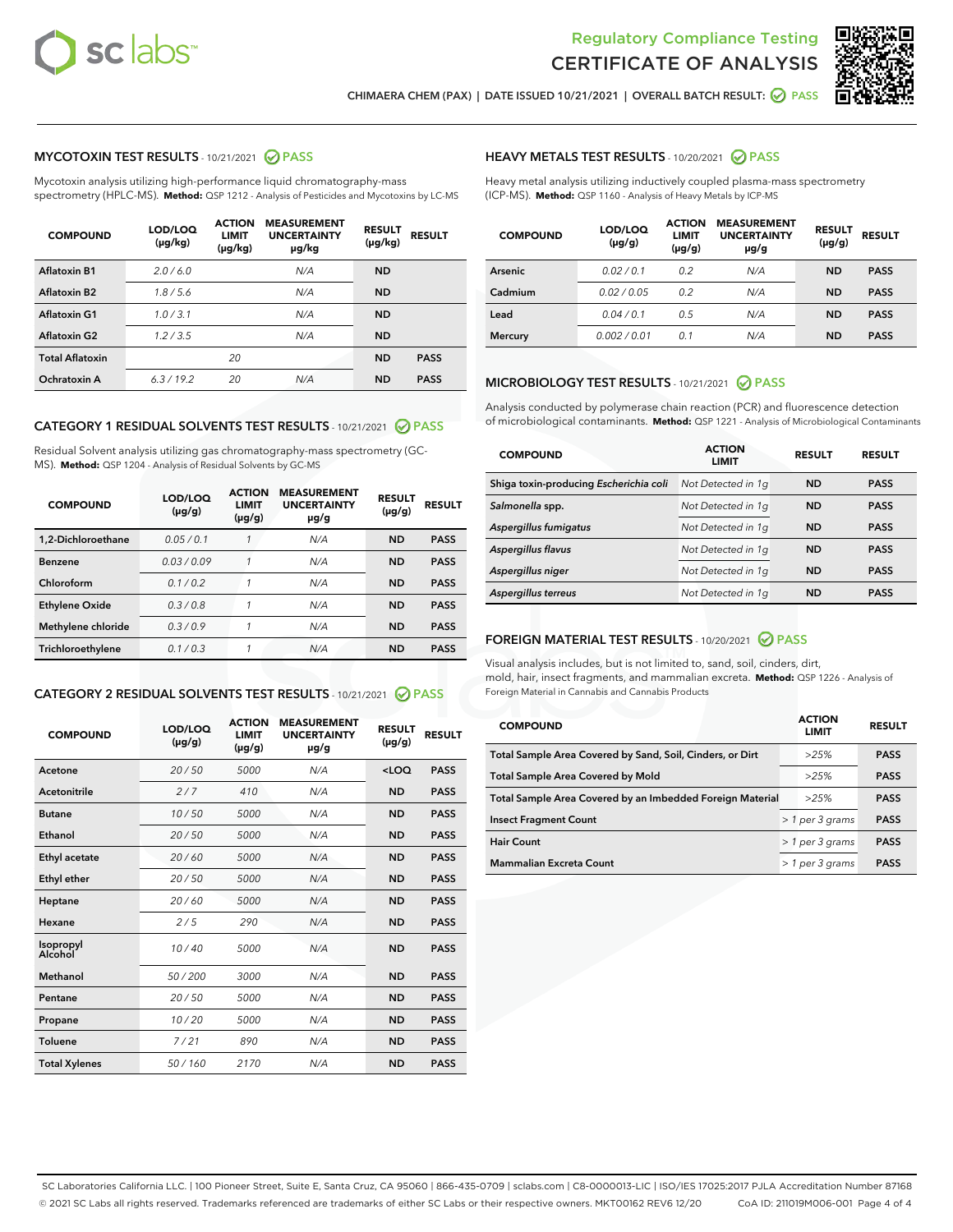# Regulatory Compliance Testing
# CERTIFICATE OF ANALYSIS

CHIMAERA CHEM (PAX) | DATE ISSUED 10/21/2021 | OVERALL BATCH RESULT: PASS

## MYCOTOXIN TEST RESULTS - 10/21/2021 PASS

Mycotoxin analysis utilizing high-performance liquid chromatography-mass spectrometry (HPLC-MS). **Method:** QSP 1212 - Analysis of Pesticides and Mycotoxins by LC-MS

| COMPOUND | LOD/LOQ (µg/kg) | ACTION LIMIT (µg/kg) | MEASUREMENT UNCERTAINTY µg/kg | RESULT (µg/kg) | RESULT |
|---|---|---|---|---|---|
| Aflatoxin B1 | 2.0 / 6.0 | | N/A | ND | |
| Aflatoxin B2 | 1.8 / 5.6 | | N/A | ND | |
| Aflatoxin G1 | 1.0 / 3.1 | | N/A | ND | |
| Aflatoxin G2 | 1.2 / 3.5 | | N/A | ND | |
| Total Aflatoxin | | 20 | | ND | PASS |
| Ochratoxin A | 6.3 / 19.2 | 20 | N/A | ND | PASS |

## CATEGORY 1 RESIDUAL SOLVENTS TEST RESULTS - 10/21/2021 PASS

Residual Solvent analysis utilizing gas chromatography-mass spectrometry (GC-MS). **Method:** QSP 1204 - Analysis of Residual Solvents by GC-MS

| COMPOUND | LOD/LOQ (µg/g) | ACTION LIMIT (µg/g) | MEASUREMENT UNCERTAINTY µg/g | RESULT (µg/g) | RESULT |
|---|---|---|---|---|---|
| 1,2-Dichloroethane | 0.05 / 0.1 | 1 | N/A | ND | PASS |
| Benzene | 0.03 / 0.09 | 1 | N/A | ND | PASS |
| Chloroform | 0.1 / 0.2 | 1 | N/A | ND | PASS |
| Ethylene Oxide | 0.3 / 0.8 | 1 | N/A | ND | PASS |
| Methylene chloride | 0.3 / 0.9 | 1 | N/A | ND | PASS |
| Trichloroethylene | 0.1 / 0.3 | 1 | N/A | ND | PASS |

## CATEGORY 2 RESIDUAL SOLVENTS TEST RESULTS - 10/21/2021 PASS

| COMPOUND | LOD/LOQ (µg/g) | ACTION LIMIT (µg/g) | MEASUREMENT UNCERTAINTY µg/g | RESULT (µg/g) | RESULT |
|---|---|---|---|---|---|
| Acetone | 20 / 50 | 5000 | N/A | <LOQ | PASS |
| Acetonitrile | 2 / 7 | 410 | N/A | ND | PASS |
| Butane | 10 / 50 | 5000 | N/A | ND | PASS |
| Ethanol | 20 / 50 | 5000 | N/A | ND | PASS |
| Ethyl acetate | 20 / 60 | 5000 | N/A | ND | PASS |
| Ethyl ether | 20 / 50 | 5000 | N/A | ND | PASS |
| Heptane | 20 / 60 | 5000 | N/A | ND | PASS |
| Hexane | 2 / 5 | 290 | N/A | ND | PASS |
| Isopropyl Alcohol | 10 / 40 | 5000 | N/A | ND | PASS |
| Methanol | 50 / 200 | 3000 | N/A | ND | PASS |
| Pentane | 20 / 50 | 5000 | N/A | ND | PASS |
| Propane | 10 / 20 | 5000 | N/A | ND | PASS |
| Toluene | 7 / 21 | 890 | N/A | ND | PASS |
| Total Xylenes | 50 / 160 | 2170 | N/A | ND | PASS |

## HEAVY METALS TEST RESULTS - 10/20/2021 PASS

Heavy metal analysis utilizing inductively coupled plasma-mass spectrometry (ICP-MS). **Method:** QSP 1160 - Analysis of Heavy Metals by ICP-MS

| COMPOUND | LOD/LOQ (µg/g) | ACTION LIMIT (µg/g) | MEASUREMENT UNCERTAINTY µg/g | RESULT (µg/g) | RESULT |
|---|---|---|---|---|---|
| Arsenic | 0.02 / 0.1 | 0.2 | N/A | ND | PASS |
| Cadmium | 0.02 / 0.05 | 0.2 | N/A | ND | PASS |
| Lead | 0.04 / 0.1 | 0.5 | N/A | ND | PASS |
| Mercury | 0.002 / 0.01 | 0.1 | N/A | ND | PASS |

## MICROBIOLOGY TEST RESULTS - 10/21/2021 PASS

Analysis conducted by polymerase chain reaction (PCR) and fluorescence detection of microbiological contaminants. **Method:** QSP 1221 - Analysis of Microbiological Contaminants

| COMPOUND | ACTION LIMIT | RESULT | RESULT |
|---|---|---|---|
| Shiga toxin-producing *Escherichia coli* | Not Detected in 1g | ND | PASS |
| *Salmonella* spp. | Not Detected in 1g | ND | PASS |
| *Aspergillus fumigatus* | Not Detected in 1g | ND | PASS |
| *Aspergillus flavus* | Not Detected in 1g | ND | PASS |
| *Aspergillus niger* | Not Detected in 1g | ND | PASS |
| *Aspergillus terreus* | Not Detected in 1g | ND | PASS |

## FOREIGN MATERIAL TEST RESULTS - 10/20/2021 PASS

Visual analysis includes, but is not limited to, sand, soil, cinders, dirt, mold, hair, insect fragments, and mammalian excreta. **Method:** QSP 1226 - Analysis of Foreign Material in Cannabis and Cannabis Products

| COMPOUND | ACTION LIMIT | RESULT |
|---|---|---|
| Total Sample Area Covered by Sand, Soil, Cinders, or Dirt | >25% | PASS |
| Total Sample Area Covered by Mold | >25% | PASS |
| Total Sample Area Covered by an Imbedded Foreign Material | >25% | PASS |
| Insect Fragment Count | > 1 per 3 grams | PASS |
| Hair Count | > 1 per 3 grams | PASS |
| Mammalian Excreta Count | > 1 per 3 grams | PASS |

SC Laboratories California LLC. | 100 Pioneer Street, Suite E, Santa Cruz, CA 95060 | 866-435-0709 | sclabs.com | C8-0000013-LIC | ISO/IES 17025:2017 PJLA Accreditation Number 87168
© 2021 SC Labs all rights reserved. Trademarks referenced are trademarks of either SC Labs or their respective owners. MKT00162 REV6 12/20 CoA ID: 211019M006-001